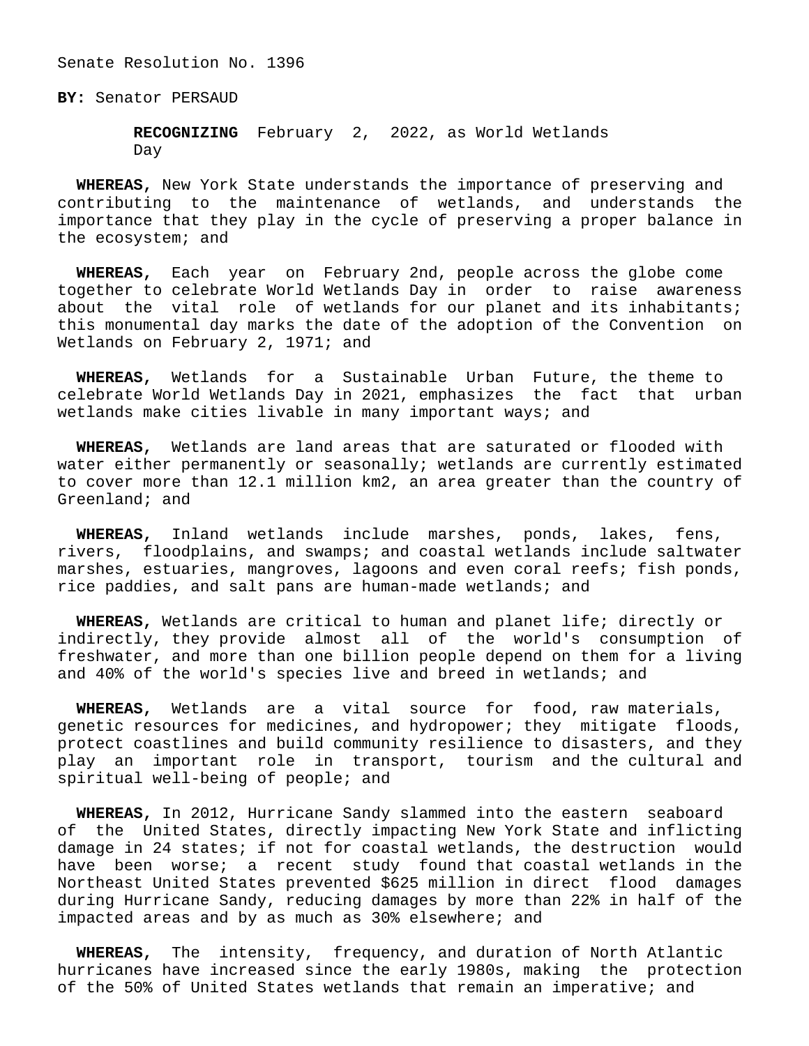Senate Resolution No. 1396

**BY:** Senator PERSAUD

**RECOGNIZING** February 2, 2022, as World Wetlands Day

**WHEREAS,** New York State understands the importance of preserving and contributing to the maintenance of wetlands, and understands the importance that they play in the cycle of preserving a proper balance in the ecosystem; and

**WHEREAS,** Each year on February 2nd, people across the globe come together to celebrate World Wetlands Day in order to raise awareness about the vital role of wetlands for our planet and its inhabitants; this monumental day marks the date of the adoption of the Convention on Wetlands on February 2, 1971; and

**WHEREAS,** Wetlands for a Sustainable Urban Future, the theme to celebrate World Wetlands Day in 2021, emphasizes the fact that urban wetlands make cities livable in many important ways; and

**WHEREAS,** Wetlands are land areas that are saturated or flooded with water either permanently or seasonally; wetlands are currently estimated to cover more than 12.1 million km2, an area greater than the country of Greenland; and

**WHEREAS,** Inland wetlands include marshes, ponds, lakes, fens, rivers, floodplains, and swamps; and coastal wetlands include saltwater marshes, estuaries, mangroves, lagoons and even coral reefs; fish ponds, rice paddies, and salt pans are human-made wetlands; and

**WHEREAS,** Wetlands are critical to human and planet life; directly or indirectly, they provide almost all of the world's consumption of freshwater, and more than one billion people depend on them for a living and 40% of the world's species live and breed in wetlands; and

**WHEREAS,** Wetlands are a vital source for food, raw materials, genetic resources for medicines, and hydropower; they mitigate floods, protect coastlines and build community resilience to disasters, and they play an important role in transport, tourism and the cultural and spiritual well-being of people; and

**WHEREAS,** In 2012, Hurricane Sandy slammed into the eastern seaboard of the United States, directly impacting New York State and inflicting damage in 24 states; if not for coastal wetlands, the destruction would have been worse; a recent study found that coastal wetlands in the Northeast United States prevented $625 million in direct flood damages during Hurricane Sandy, reducing damages by more than 22% in half of the impacted areas and by as much as 30% elsewhere; and

**WHEREAS,** The intensity, frequency, and duration of North Atlantic hurricanes have increased since the early 1980s, making the protection of the 50% of United States wetlands that remain an imperative; and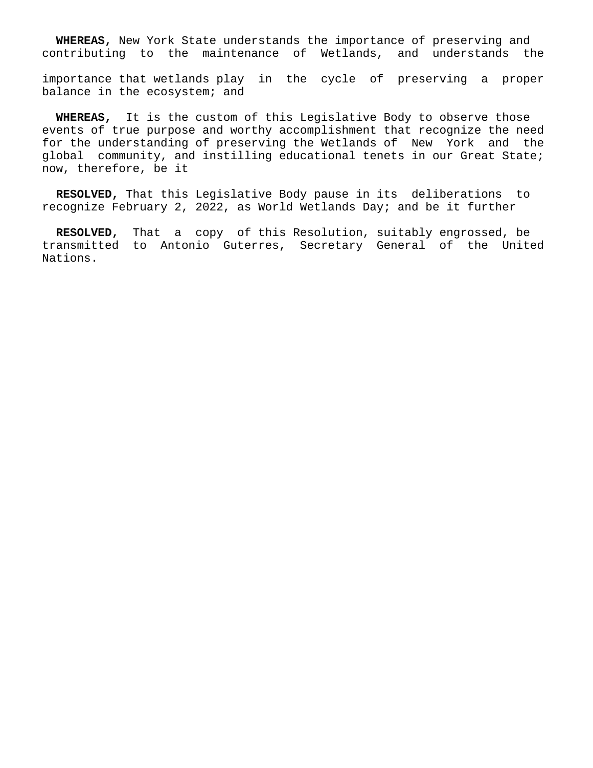**WHEREAS,** New York State understands the importance of preserving and contributing to the maintenance of Wetlands, and understands the importance that wetlands play in the cycle of preserving a proper balance in the ecosystem; and

**WHEREAS,** It is the custom of this Legislative Body to observe those events of true purpose and worthy accomplishment that recognize the need for the understanding of preserving the Wetlands of New York and the global community, and instilling educational tenets in our Great State; now, therefore, be it

**RESOLVED,** That this Legislative Body pause in its deliberations to recognize February 2, 2022, as World Wetlands Day; and be it further

**RESOLVED,** That a copy of this Resolution, suitably engrossed, be transmitted to Antonio Guterres, Secretary General of the United Nations.